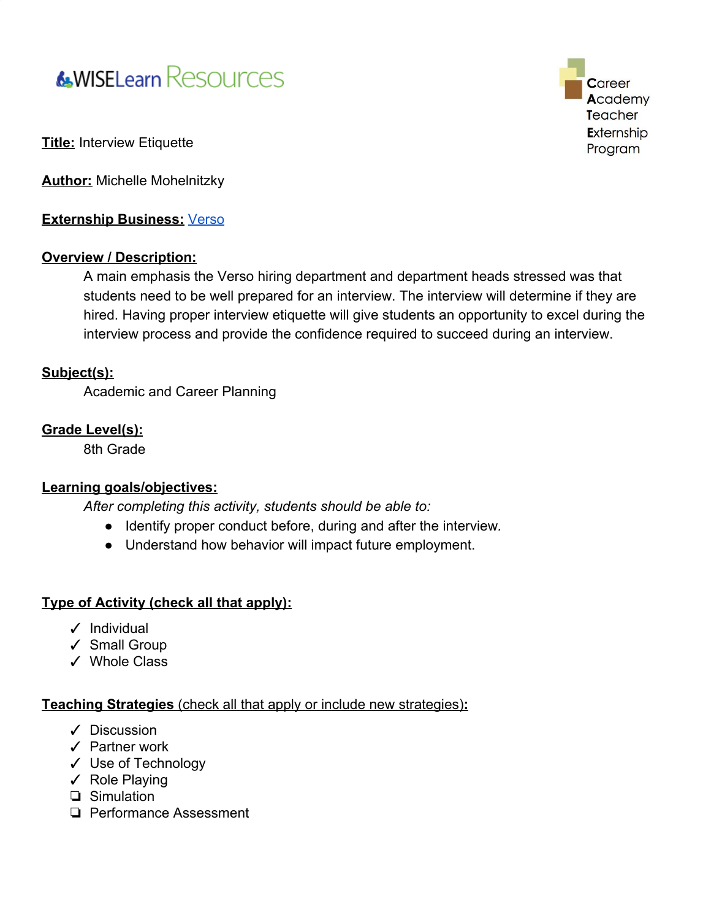WISELearn Resources

Career Academy Teacher Externship Program

**Title:** Interview Etiquette

**Author:** Michelle Mohelnitzky

**Externship Business:** Verso

**Overview / Description:**

A main emphasis the Verso hiring department and department heads stressed was that students need to be well prepared for an interview. The interview will determine if they are hired. Having proper interview etiquette will give students an opportunity to excel during the interview process and provide the confidence required to succeed during an interview.

**Subject(s):**

Academic and Career Planning

**Grade Level(s):**

8th Grade

**Learning goals/objectives:**

*After completing this activity, students should be able to:*

- Identify proper conduct before, during and after the interview.
- Understand how behavior will impact future employment.

**Type of Activity (check all that apply):**

- ✓ Individual
- ✓ Small Group
- ✓ Whole Class

**Teaching Strategies** (check all that apply or include new strategies)**:**

- ✓ Discussion
- ✓ Partner work
- ✓ Use of Technology
- ✓ Role Playing
- ❏ Simulation
- ❏ Performance Assessment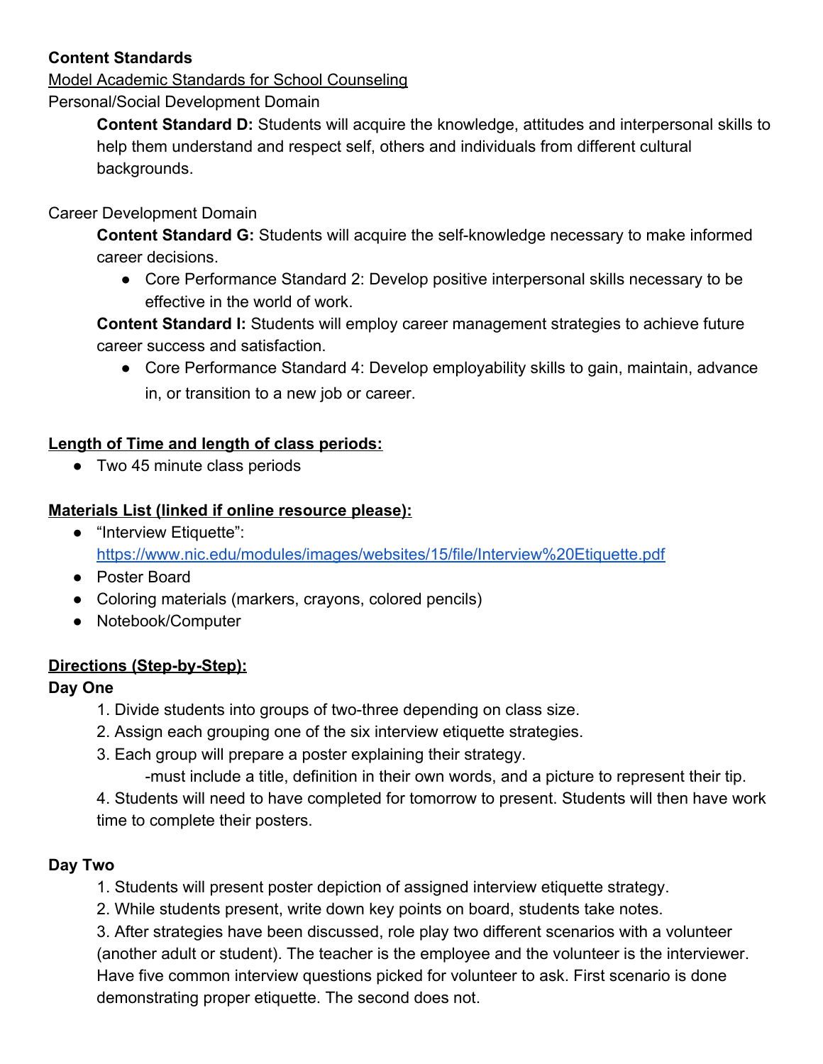**Content Standards**

Model Academic Standards for School Counseling

Personal/Social Development Domain

> **Content Standard D:** Students will acquire the knowledge, attitudes and interpersonal skills to help them understand and respect self, others and individuals from different cultural backgrounds.

Career Development Domain

> **Content Standard G:** Students will acquire the self-knowledge necessary to make informed career decisions.
>
> - Core Performance Standard 2: Develop positive interpersonal skills necessary to be effective in the world of work.
>
> **Content Standard I:** Students will employ career management strategies to achieve future career success and satisfaction.
>
> - Core Performance Standard 4: Develop employability skills to gain, maintain, advance in, or transition to a new job or career.

**Length of Time and length of class periods:**

- Two 45 minute class periods

**Materials List (linked if online resource please):**

- "Interview Etiquette": https://www.nic.edu/modules/images/websites/15/file/Interview%20Etiquette.pdf
- Poster Board
- Coloring materials (markers, crayons, colored pencils)
- Notebook/Computer

**Directions (Step-by-Step):**

**Day One**

1. Divide students into groups of two-three depending on class size.
2. Assign each grouping one of the six interview etiquette strategies.
3. Each group will prepare a poster explaining their strategy.
   -must include a title, definition in their own words, and a picture to represent their tip.
4. Students will need to have completed for tomorrow to present. Students will then have work time to complete their posters.

**Day Two**

1. Students will present poster depiction of assigned interview etiquette strategy.
2. While students present, write down key points on board, students take notes.
3. After strategies have been discussed, role play two different scenarios with a volunteer (another adult or student). The teacher is the employee and the volunteer is the interviewer. Have five common interview questions picked for volunteer to ask. First scenario is done demonstrating proper etiquette. The second does not.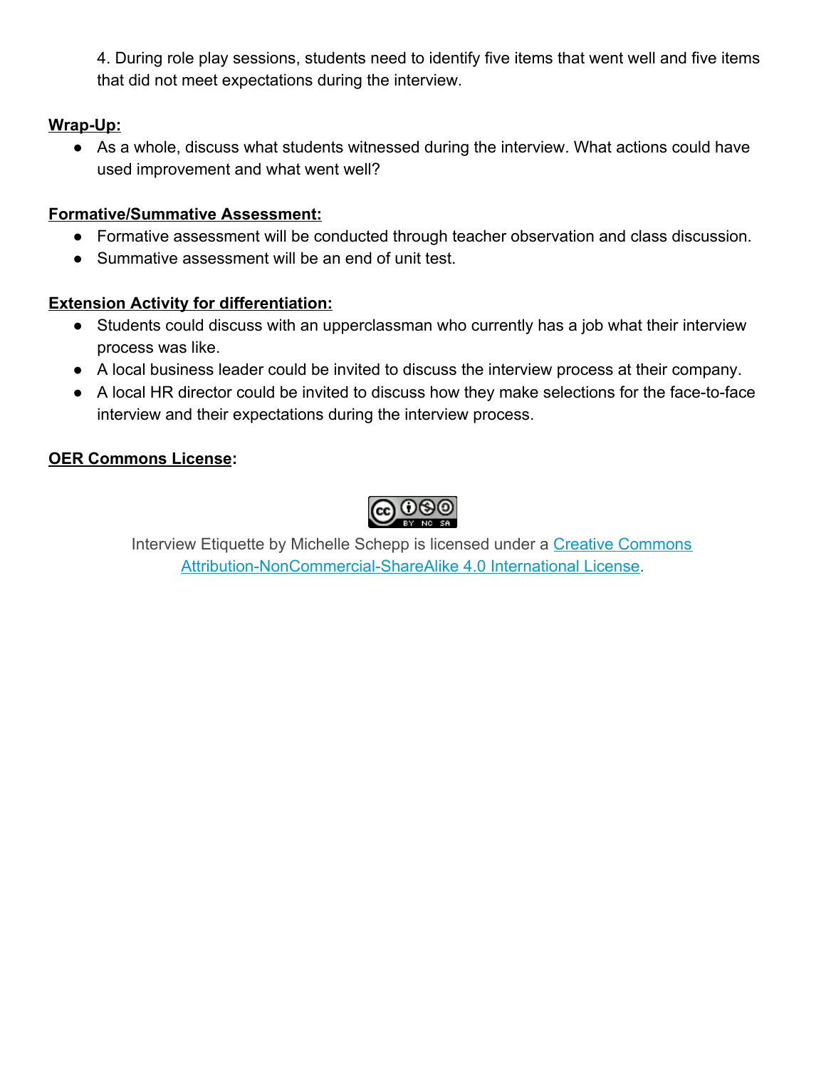4. During role play sessions, students need to identify five items that went well and five items that did not meet expectations during the interview.

**Wrap-Up:**

- As a whole, discuss what students witnessed during the interview. What actions could have used improvement and what went well?

**Formative/Summative Assessment:**

- Formative assessment will be conducted through teacher observation and class discussion.
- Summative assessment will be an end of unit test.

**Extension Activity for differentiation:**

- Students could discuss with an upperclassman who currently has a job what their interview process was like.
- A local business leader could be invited to discuss the interview process at their company.
- A local HR director could be invited to discuss how they make selections for the face-to-face interview and their expectations during the interview process.

**OER Commons License:**

Interview Etiquette by Michelle Schepp is licensed under a Creative Commons Attribution-NonCommercial-ShareAlike 4.0 International License.